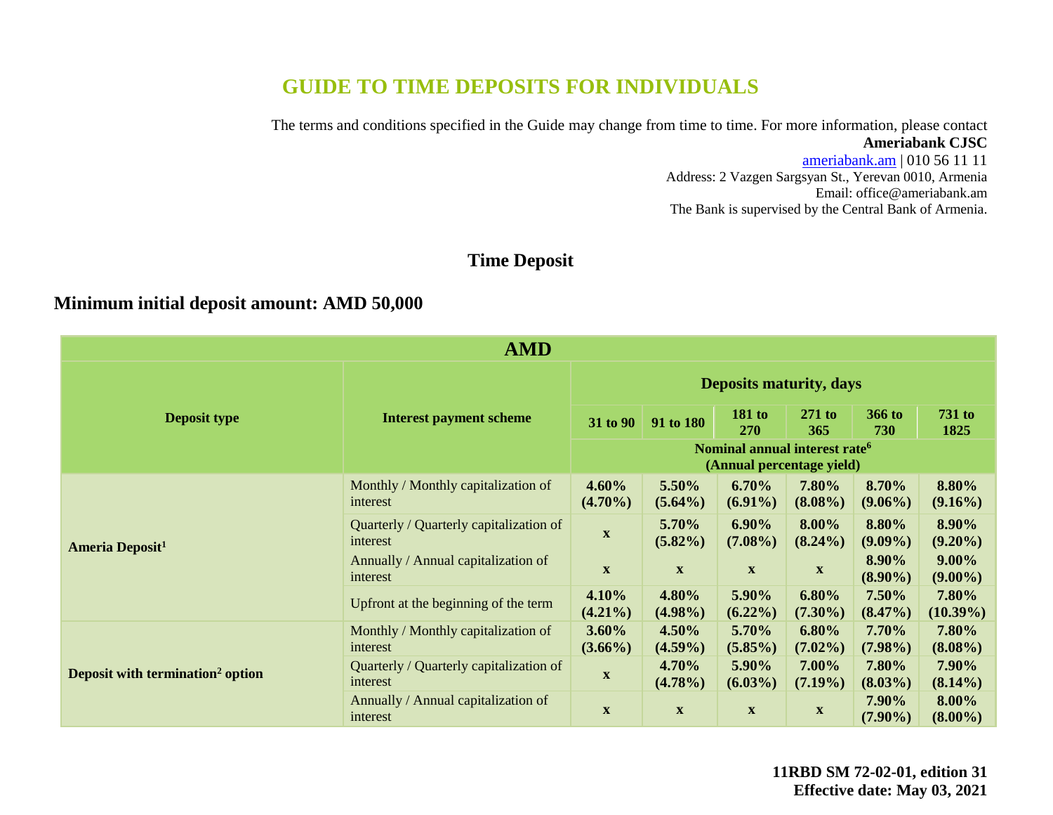# GUIDE TO TIME DEPOSITS FOR INDIVIDUALS

The terms and conditions specified in the Guide may change from time to time. For more information, please contact
**Ameriabank CJSC**
ameriabank.am | 010 56 11 11
Address: 2 Vazgen Sargsyan St., Yerevan 0010, Armenia
Email: office@ameriabank.am
The Bank is supervised by the Central Bank of Armenia.

## Time Deposit

### Minimum initial deposit amount: AMD 50,000

| AMD | | | | | | | |
|---|---|---|---|---|---|---|---|
| **Deposit type** | **Interest payment scheme** | **Deposits maturity, days** | | | | | |
| | | **31 to 90** | **91 to 180** | **181 to 270** | **271 to 365** | **366 to 730** | **731 to 1825** |
| | | **Nominal annual interest rate[6] (Annual percentage yield)** | | | | | |
| **Ameria Deposit[1]** | Monthly / Monthly capitalization of interest | **4.60% (4.70%)** | **5.50% (5.64%)** | **6.70% (6.91%)** | **7.80% (8.08%)** | **8.70% (9.06%)** | **8.80% (9.16%)** |
| | Quarterly / Quarterly capitalization of interest | **x** | **5.70% (5.82%)** | **6.90% (7.08%)** | **8.00% (8.24%)** | **8.80% (9.09%)** | **8.90% (9.20%)** |
| | Annually / Annual capitalization of interest | **x** | **x** | **x** | **x** | **8.90% (8.90%)** | **9.00% (9.00%)** |
| | Upfront at the beginning of the term | **4.10% (4.21%)** | **4.80% (4.98%)** | **5.90% (6.22%)** | **6.80% (7.30%)** | **7.50% (8.47%)** | **7.80% (10.39%)** |
| **Deposit with termination[2] option** | Monthly / Monthly capitalization of interest | **3.60% (3.66%)** | **4.50% (4.59%)** | **5.70% (5.85%)** | **6.80% (7.02%)** | **7.70% (7.98%)** | **7.80% (8.08%)** |
| | Quarterly / Quarterly capitalization of interest | **x** | **4.70% (4.78%)** | **5.90% (6.03%)** | **7.00% (7.19%)** | **7.80% (8.03%)** | **7.90% (8.14%)** |
| | Annually / Annual capitalization of interest | **x** | **x** | **x** | **x** | **7.90% (7.90%)** | **8.00% (8.00%)** |

**11RBD SM 72-02-01, edition 31**
**Effective date: May 03, 2021**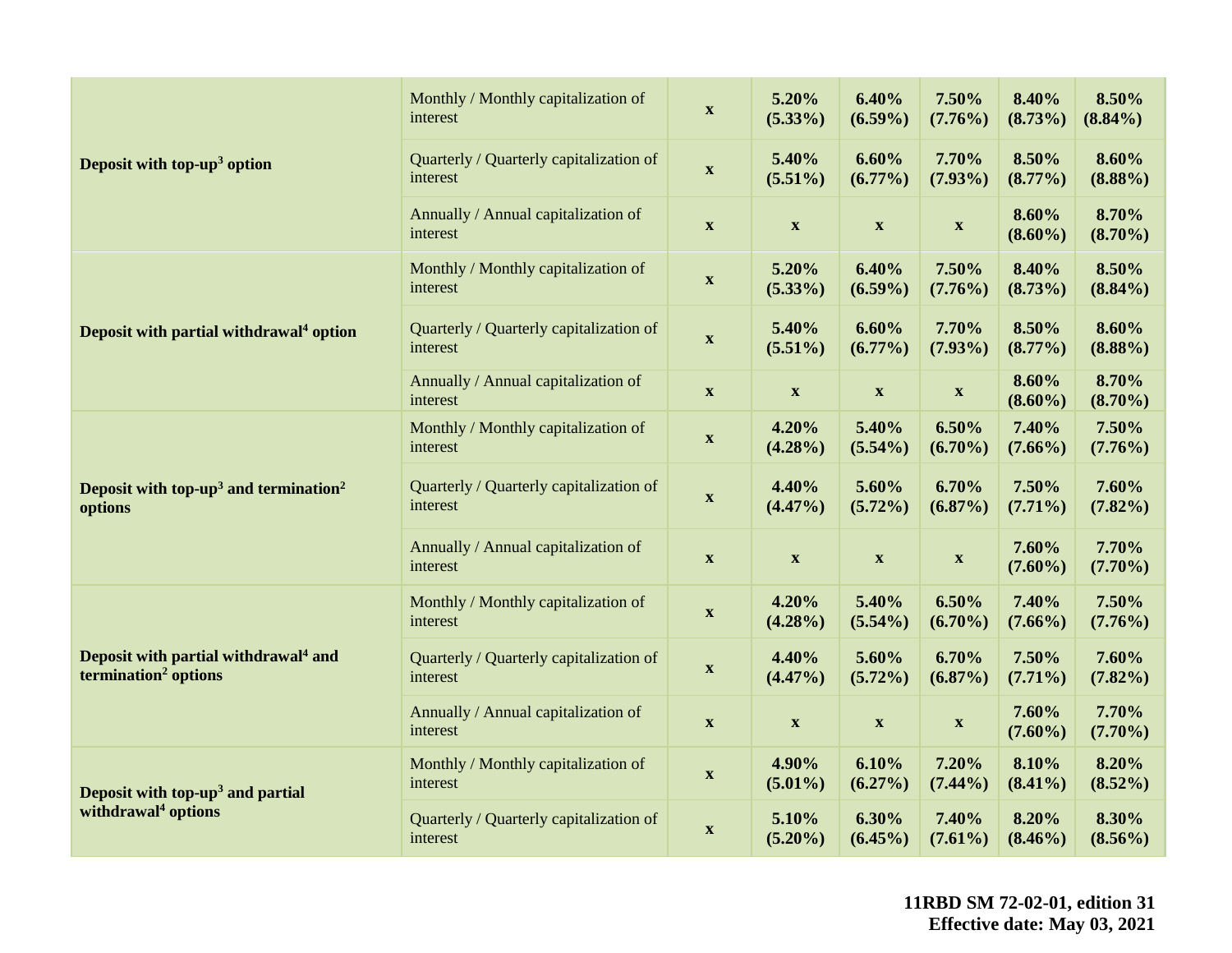| | | | | | | | |
|---|---|---|---|---|---|---|---|
| **Deposit with top-up[3] option** | Monthly / Monthly capitalization of interest | **x** | **5.20% (5.33%)** | **6.40% (6.59%)** | **7.50% (7.76%)** | **8.40% (8.73%)** | **8.50% (8.84%)** |
| | Quarterly / Quarterly capitalization of interest | **x** | **5.40% (5.51%)** | **6.60% (6.77%)** | **7.70% (7.93%)** | **8.50% (8.77%)** | **8.60% (8.88%)** |
| | Annually / Annual capitalization of interest | **x** | **x** | **x** | **x** | **8.60% (8.60%)** | **8.70% (8.70%)** |
| **Deposit with partial withdrawal[4] option** | Monthly / Monthly capitalization of interest | **x** | **5.20% (5.33%)** | **6.40% (6.59%)** | **7.50% (7.76%)** | **8.40% (8.73%)** | **8.50% (8.84%)** |
| | Quarterly / Quarterly capitalization of interest | **x** | **5.40% (5.51%)** | **6.60% (6.77%)** | **7.70% (7.93%)** | **8.50% (8.77%)** | **8.60% (8.88%)** |
| | Annually / Annual capitalization of interest | **x** | **x** | **x** | **x** | **8.60% (8.60%)** | **8.70% (8.70%)** |
| **Deposit with top-up[3] and termination[2] options** | Monthly / Monthly capitalization of interest | **x** | **4.20% (4.28%)** | **5.40% (5.54%)** | **6.50% (6.70%)** | **7.40% (7.66%)** | **7.50% (7.76%)** |
| | Quarterly / Quarterly capitalization of interest | **x** | **4.40% (4.47%)** | **5.60% (5.72%)** | **6.70% (6.87%)** | **7.50% (7.71%)** | **7.60% (7.82%)** |
| | Annually / Annual capitalization of interest | **x** | **x** | **x** | **x** | **7.60% (7.60%)** | **7.70% (7.70%)** |
| **Deposit with partial withdrawal[4] and termination[2] options** | Monthly / Monthly capitalization of interest | **x** | **4.20% (4.28%)** | **5.40% (5.54%)** | **6.50% (6.70%)** | **7.40% (7.66%)** | **7.50% (7.76%)** |
| | Quarterly / Quarterly capitalization of interest | **x** | **4.40% (4.47%)** | **5.60% (5.72%)** | **6.70% (6.87%)** | **7.50% (7.71%)** | **7.60% (7.82%)** |
| | Annually / Annual capitalization of interest | **x** | **x** | **x** | **x** | **7.60% (7.60%)** | **7.70% (7.70%)** |
| **Deposit with top-up[3] and partial withdrawal[4] options** | Monthly / Monthly capitalization of interest | **x** | **4.90% (5.01%)** | **6.10% (6.27%)** | **7.20% (7.44%)** | **8.10% (8.41%)** | **8.20% (8.52%)** |
| | Quarterly / Quarterly capitalization of interest | **x** | **5.10% (5.20%)** | **6.30% (6.45%)** | **7.40% (7.61%)** | **8.20% (8.46%)** | **8.30% (8.56%)** |

**11RBD SM 72-02-01, edition 31**
**Effective date: May 03, 2021**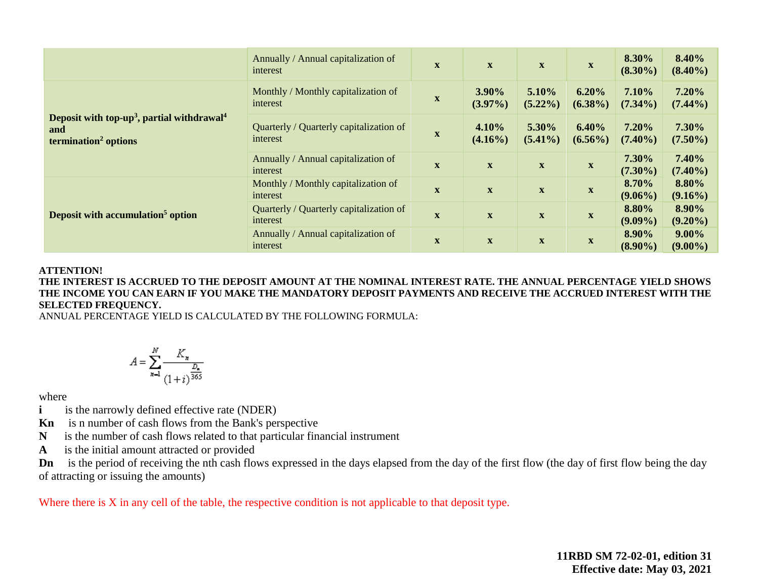| | | | | | | | |
|---|---|---|---|---|---|---|---|
| | Annually / Annual capitalization of interest | x | x | x | x | **8.30% (8.30%)** | **8.40% (8.40%)** |
| **Deposit with top-up[3], partial withdrawal[4] and termination[2] options** | Monthly / Monthly capitalization of interest | x | **3.90% (3.97%)** | **5.10% (5.22%)** | **6.20% (6.38%)** | **7.10% (7.34%)** | **7.20% (7.44%)** |
| | Quarterly / Quarterly capitalization of interest | x | **4.10% (4.16%)** | **5.30% (5.41%)** | **6.40% (6.56%)** | **7.20% (7.40%)** | **7.30% (7.50%)** |
| | Annually / Annual capitalization of interest | x | x | x | x | **7.30% (7.30%)** | **7.40% (7.40%)** |
| **Deposit with accumulation[5] option** | Monthly / Monthly capitalization of interest | x | x | x | x | **8.70% (9.06%)** | **8.80% (9.16%)** |
| | Quarterly / Quarterly capitalization of interest | x | x | x | x | **8.80% (9.09%)** | **8.90% (9.20%)** |
| | Annually / Annual capitalization of interest | x | x | x | x | **8.90% (8.90%)** | **9.00% (9.00%)** |

**ATTENTION!**
**THE INTEREST IS ACCRUED TO THE DEPOSIT AMOUNT AT THE NOMINAL INTEREST RATE. THE ANNUAL PERCENTAGE YIELD SHOWS THE INCOME YOU CAN EARN IF YOU MAKE THE MANDATORY DEPOSIT PAYMENTS AND RECEIVE THE ACCRUED INTEREST WITH THE SELECTED FREQUENCY.**
ANNUAL PERCENTAGE YIELD IS CALCULATED BY THE FOLLOWING FORMULA:

$$A = \sum_{n=1}^{N} \frac{K_n}{(1+i)^{\frac{D_n}{365}}}$$

where

**i** is the narrowly defined effective rate (NDER)
**Kn** is n number of cash flows from the Bank's perspective
**N** is the number of cash flows related to that particular financial instrument
**A** is the initial amount attracted or provided
**Dn** is the period of receiving the nth cash flows expressed in the days elapsed from the day of the first flow (the day of first flow being the day of attracting or issuing the amounts)

Where there is X in any cell of the table, the respective condition is not applicable to that deposit type.

**11RBD SM 72-02-01, edition 31**
**Effective date: May 03, 2021**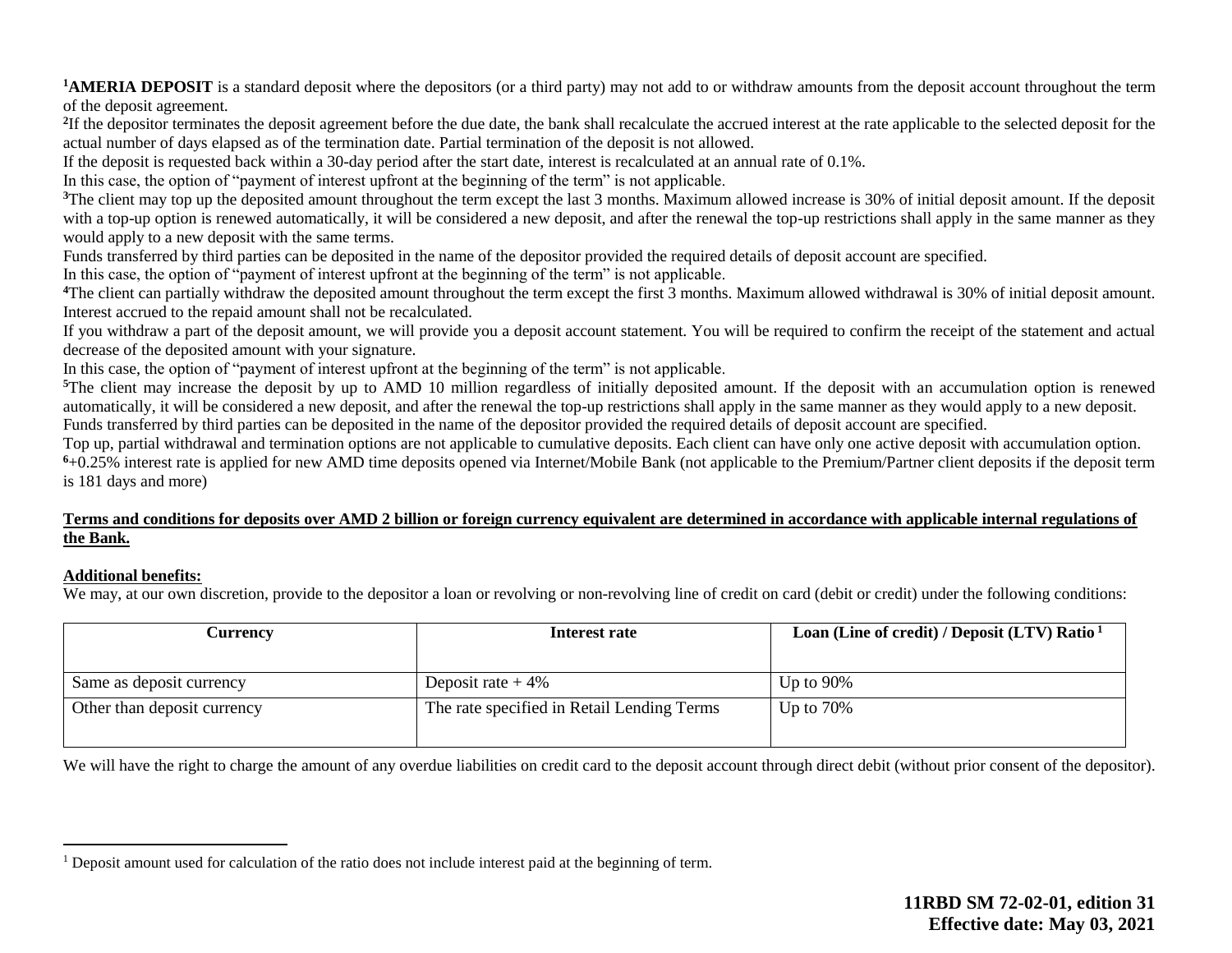[1]**AMERIA DEPOSIT** is a standard deposit where the depositors (or a third party) may not add to or withdraw amounts from the deposit account throughout the term of the deposit agreement.

[2]If the depositor terminates the deposit agreement before the due date, the bank shall recalculate the accrued interest at the rate applicable to the selected deposit for the actual number of days elapsed as of the termination date. Partial termination of the deposit is not allowed.

If the deposit is requested back within a 30-day period after the start date, interest is recalculated at an annual rate of 0.1%.

In this case, the option of "payment of interest upfront at the beginning of the term" is not applicable.

[3]The client may top up the deposited amount throughout the term except the last 3 months. Maximum allowed increase is 30% of initial deposit amount. If the deposit with a top-up option is renewed automatically, it will be considered a new deposit, and after the renewal the top-up restrictions shall apply in the same manner as they would apply to a new deposit with the same terms.

Funds transferred by third parties can be deposited in the name of the depositor provided the required details of deposit account are specified.

In this case, the option of "payment of interest upfront at the beginning of the term" is not applicable.

[4]The client can partially withdraw the deposited amount throughout the term except the first 3 months. Maximum allowed withdrawal is 30% of initial deposit amount. Interest accrued to the repaid amount shall not be recalculated.

If you withdraw a part of the deposit amount, we will provide you a deposit account statement. You will be required to confirm the receipt of the statement and actual decrease of the deposited amount with your signature.

In this case, the option of "payment of interest upfront at the beginning of the term" is not applicable.

[5]The client may increase the deposit by up to AMD 10 million regardless of initially deposited amount. If the deposit with an accumulation option is renewed automatically, it will be considered a new deposit, and after the renewal the top-up restrictions shall apply in the same manner as they would apply to a new deposit.

Funds transferred by third parties can be deposited in the name of the depositor provided the required details of deposit account are specified.

Top up, partial withdrawal and termination options are not applicable to cumulative deposits. Each client can have only one active deposit with accumulation option.

[6]+0.25% interest rate is applied for new AMD time deposits opened via Internet/Mobile Bank (not applicable to the Premium/Partner client deposits if the deposit term is 181 days and more)

**Terms and conditions for deposits over AMD 2 billion or foreign currency equivalent are determined in accordance with applicable internal regulations of the Bank.**

**Additional benefits:**

We may, at our own discretion, provide to the depositor a loan or revolving or non-revolving line of credit on card (debit or credit) under the following conditions:

| Currency | Interest rate | Loan (Line of credit) / Deposit (LTV) Ratio [1] |
|---|---|---|
| Same as deposit currency | Deposit rate + 4% | Up to 90% |
| Other than deposit currency | The rate specified in Retail Lending Terms | Up to 70% |

We will have the right to charge the amount of any overdue liabilities on credit card to the deposit account through direct debit (without prior consent of the depositor).

[1] Deposit amount used for calculation of the ratio does not include interest paid at the beginning of term.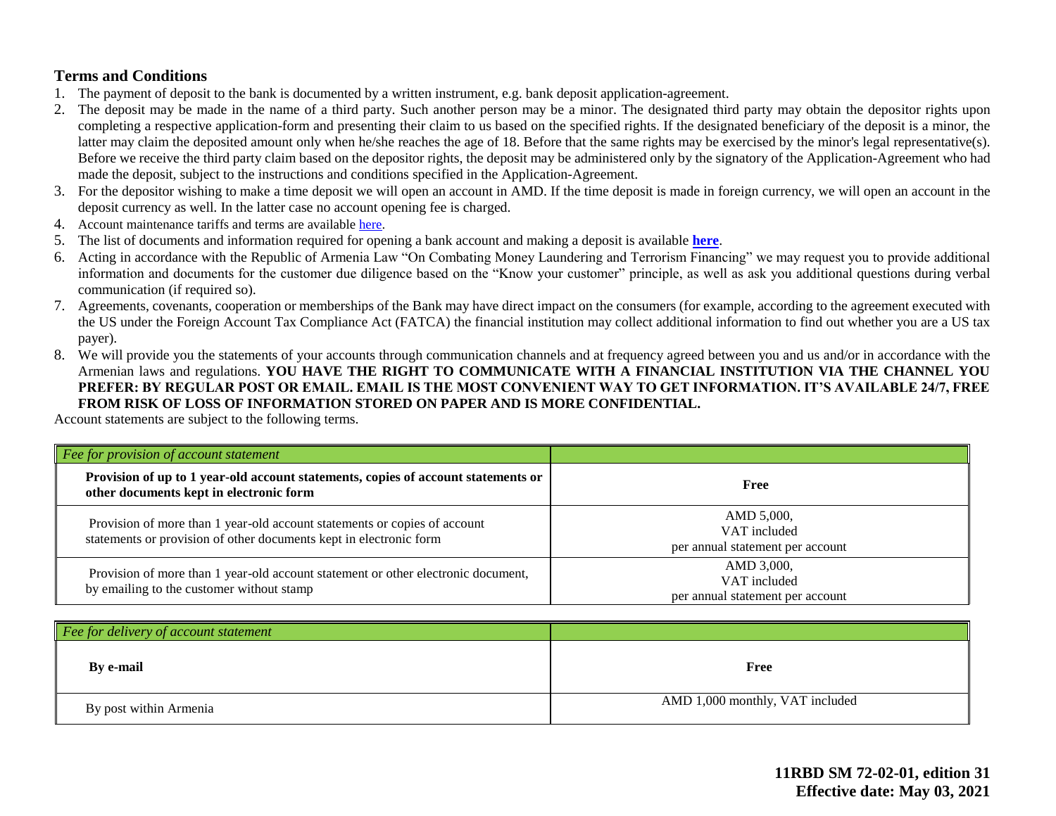### Terms and Conditions

1. The payment of deposit to the bank is documented by a written instrument, e.g. bank deposit application-agreement.
2. The deposit may be made in the name of a third party. Such another person may be a minor. The designated third party may obtain the depositor rights upon completing a respective application-form and presenting their claim to us based on the specified rights. If the designated beneficiary of the deposit is a minor, the latter may claim the deposited amount only when he/she reaches the age of 18. Before that the same rights may be exercised by the minor's legal representative(s). Before we receive the third party claim based on the depositor rights, the deposit may be administered only by the signatory of the Application-Agreement who had made the deposit, subject to the instructions and conditions specified in the Application-Agreement.
3. For the depositor wishing to make a time deposit we will open an account in AMD. If the time deposit is made in foreign currency, we will open an account in the deposit currency as well. In the latter case no account opening fee is charged.
4. Account maintenance tariffs and terms are available here.
5. The list of documents and information required for opening a bank account and making a deposit is available **here**.
6. Acting in accordance with the Republic of Armenia Law "On Combating Money Laundering and Terrorism Financing" we may request you to provide additional information and documents for the customer due diligence based on the "Know your customer" principle, as well as ask you additional questions during verbal communication (if required so).
7. Agreements, covenants, cooperation or memberships of the Bank may have direct impact on the consumers (for example, according to the agreement executed with the US under the Foreign Account Tax Compliance Act (FATCA) the financial institution may collect additional information to find out whether you are a US tax payer).
8. We will provide you the statements of your accounts through communication channels and at frequency agreed between you and us and/or in accordance with the Armenian laws and regulations. **YOU HAVE THE RIGHT TO COMMUNICATE WITH A FINANCIAL INSTITUTION VIA THE CHANNEL YOU PREFER: BY REGULAR POST OR EMAIL. EMAIL IS THE MOST CONVENIENT WAY TO GET INFORMATION. IT'S AVAILABLE 24/7, FREE FROM RISK OF LOSS OF INFORMATION STORED ON PAPER AND IS MORE CONFIDENTIAL.**

Account statements are subject to the following terms.

| *Fee for provision of account statement* | |
|---|---|
| **Provision of up to 1 year-old account statements, copies of account statements or other documents kept in electronic form** | **Free** |
| Provision of more than 1 year-old account statements or copies of account statements or provision of other documents kept in electronic form | AMD 5,000, VAT included per annual statement per account |
| Provision of more than 1 year-old account statement or other electronic document, by emailing to the customer without stamp | AMD 3,000, VAT included per annual statement per account |

| *Fee for delivery of account statement* | |
|---|---|
| **By e-mail** | **Free** |
| By post within Armenia | AMD 1,000 monthly, VAT included |

**11RBD SM 72-02-01, edition 31**
**Effective date: May 03, 2021**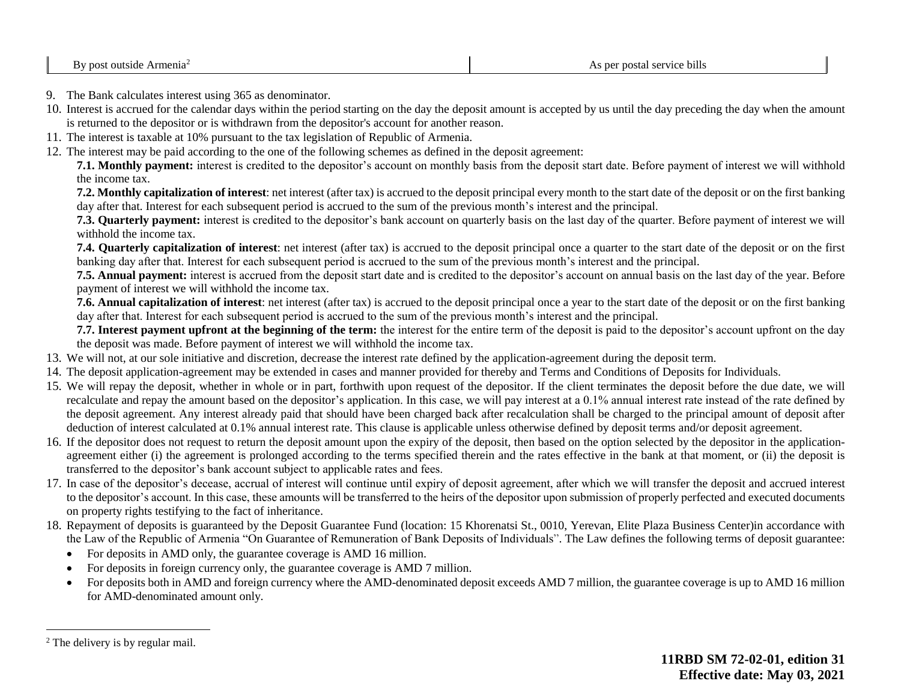| By post outside Armenia[2] | As per postal service bills |
|---|---|

9. The Bank calculates interest using 365 as denominator.
10. Interest is accrued for the calendar days within the period starting on the day the deposit amount is accepted by us until the day preceding the day when the amount is returned to the depositor or is withdrawn from the depositor's account for another reason.
11. The interest is taxable at 10% pursuant to the tax legislation of Republic of Armenia.
12. The interest may be paid according to the one of the following schemes as defined in the deposit agreement:

    **7.1. Monthly payment:** interest is credited to the depositor's account on monthly basis from the deposit start date. Before payment of interest we will withhold the income tax.

    **7.2. Monthly capitalization of interest**: net interest (after tax) is accrued to the deposit principal every month to the start date of the deposit or on the first banking day after that. Interest for each subsequent period is accrued to the sum of the previous month's interest and the principal.

    **7.3. Quarterly payment:** interest is credited to the depositor's bank account on quarterly basis on the last day of the quarter. Before payment of interest we will withhold the income tax.

    **7.4. Quarterly capitalization of interest**: net interest (after tax) is accrued to the deposit principal once a quarter to the start date of the deposit or on the first banking day after that. Interest for each subsequent period is accrued to the sum of the previous month's interest and the principal.

    **7.5. Annual payment:** interest is accrued from the deposit start date and is credited to the depositor's account on annual basis on the last day of the year. Before payment of interest we will withhold the income tax.

    **7.6. Annual capitalization of interest**: net interest (after tax) is accrued to the deposit principal once a year to the start date of the deposit or on the first banking day after that. Interest for each subsequent period is accrued to the sum of the previous month's interest and the principal.

    **7.7. Interest payment upfront at the beginning of the term:** the interest for the entire term of the deposit is paid to the depositor's account upfront on the day the deposit was made. Before payment of interest we will withhold the income tax.
13. We will not, at our sole initiative and discretion, decrease the interest rate defined by the application-agreement during the deposit term.
14. The deposit application-agreement may be extended in cases and manner provided for thereby and Terms and Conditions of Deposits for Individuals.
15. We will repay the deposit, whether in whole or in part, forthwith upon request of the depositor. If the client terminates the deposit before the due date, we will recalculate and repay the amount based on the depositor's application. In this case, we will pay interest at a 0.1% annual interest rate instead of the rate defined by the deposit agreement. Any interest already paid that should have been charged back after recalculation shall be charged to the principal amount of deposit after deduction of interest calculated at 0.1% annual interest rate. This clause is applicable unless otherwise defined by deposit terms and/or deposit agreement.
16. If the depositor does not request to return the deposit amount upon the expiry of the deposit, then based on the option selected by the depositor in the application-agreement either (i) the agreement is prolonged according to the terms specified therein and the rates effective in the bank at that moment, or (ii) the deposit is transferred to the depositor's bank account subject to applicable rates and fees.
17. In case of the depositor's decease, accrual of interest will continue until expiry of deposit agreement, after which we will transfer the deposit and accrued interest to the depositor's account. In this case, these amounts will be transferred to the heirs of the depositor upon submission of properly perfected and executed documents on property rights testifying to the fact of inheritance.
18. Repayment of deposits is guaranteed by the Deposit Guarantee Fund (location: 15 Khorenatsi St., 0010, Yerevan, Elite Plaza Business Center)in accordance with the Law of the Republic of Armenia "On Guarantee of Remuneration of Bank Deposits of Individuals". The Law defines the following terms of deposit guarantee:
    - For deposits in AMD only, the guarantee coverage is AMD 16 million.
    - For deposits in foreign currency only, the guarantee coverage is AMD 7 million.
    - For deposits both in AMD and foreign currency where the AMD-denominated deposit exceeds AMD 7 million, the guarantee coverage is up to AMD 16 million for AMD-denominated amount only.

[2] The delivery is by regular mail.

**11RBD SM 72-02-01, edition 31**
**Effective date: May 03, 2021**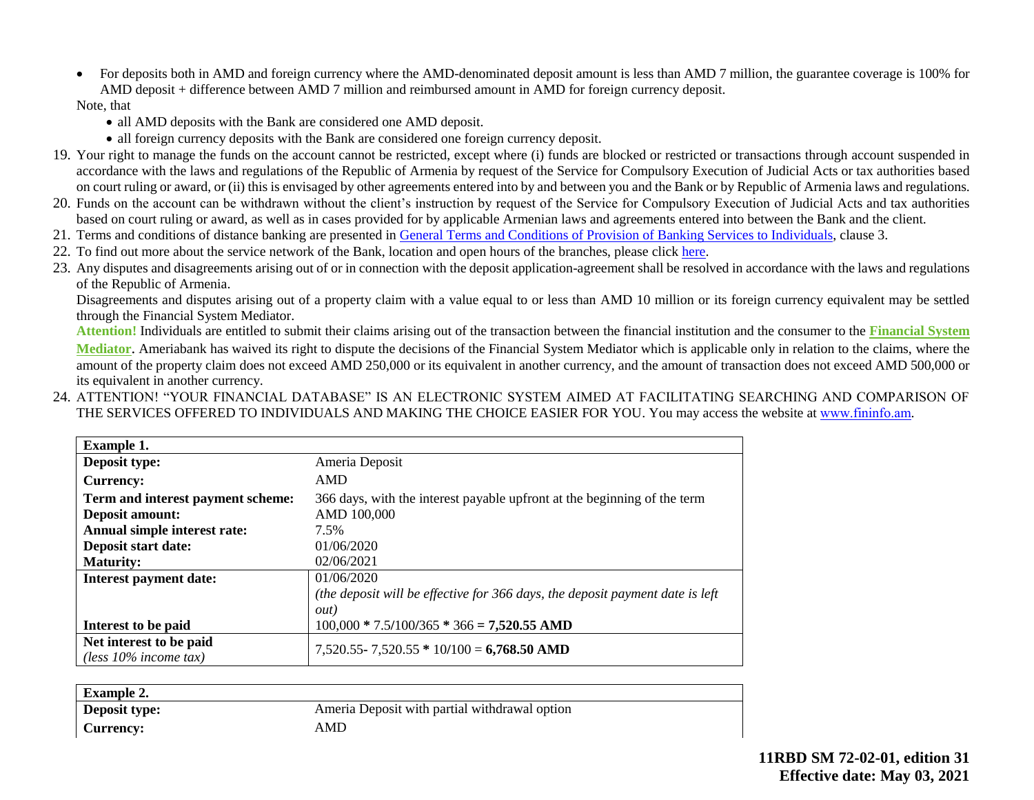- For deposits both in AMD and foreign currency where the AMD-denominated deposit amount is less than AMD 7 million, the guarantee coverage is 100% for AMD deposit + difference between AMD 7 million and reimbursed amount in AMD for foreign currency deposit.

Note, that

- all AMD deposits with the Bank are considered one AMD deposit.
- all foreign currency deposits with the Bank are considered one foreign currency deposit.

19. Your right to manage the funds on the account cannot be restricted, except where (i) funds are blocked or restricted or transactions through account suspended in accordance with the laws and regulations of the Republic of Armenia by request of the Service for Compulsory Execution of Judicial Acts or tax authorities based on court ruling or award, or (ii) this is envisaged by other agreements entered into by and between you and the Bank or by Republic of Armenia laws and regulations.
20. Funds on the account can be withdrawn without the client's instruction by request of the Service for Compulsory Execution of Judicial Acts and tax authorities based on court ruling or award, as well as in cases provided for by applicable Armenian laws and agreements entered into between the Bank and the client.
21. Terms and conditions of distance banking are presented in General Terms and Conditions of Provision of Banking Services to Individuals, clause 3.
22. To find out more about the service network of the Bank, location and open hours of the branches, please click here.
23. Any disputes and disagreements arising out of or in connection with the deposit application-agreement shall be resolved in accordance with the laws and regulations of the Republic of Armenia.

    Disagreements and disputes arising out of a property claim with a value equal to or less than AMD 10 million or its foreign currency equivalent may be settled through the Financial System Mediator.

    **Attention!** Individuals are entitled to submit their claims arising out of the transaction between the financial institution and the consumer to the **Financial System Mediator**. Ameriabank has waived its right to dispute the decisions of the Financial System Mediator which is applicable only in relation to the claims, where the amount of the property claim does not exceed AMD 250,000 or its equivalent in another currency, and the amount of transaction does not exceed AMD 500,000 or its equivalent in another currency.
24. ATTENTION! "YOUR FINANCIAL DATABASE" IS AN ELECTRONIC SYSTEM AIMED AT FACILITATING SEARCHING AND COMPARISON OF THE SERVICES OFFERED TO INDIVIDUALS AND MAKING THE CHOICE EASIER FOR YOU. You may access the website at www.fininfo.am.

| **Example 1.** | |
|---|---|
| **Deposit type:** | Ameria Deposit |
| **Currency:** | AMD |
| **Term and interest payment scheme:** | 366 days, with the interest payable upfront at the beginning of the term |
| **Deposit amount:** | AMD 100,000 |
| **Annual simple interest rate:** | 7.5% |
| **Deposit start date:** | 01/06/2020 |
| **Maturity:** | 02/06/2021 |
| **Interest payment date:** | 01/06/2020 *(the deposit will be effective for 366 days, the deposit payment date is left out)* |
| **Interest to be paid** | 100,000 * 7.5/100/365 * 366 = **7,520.55 AMD** |
| **Net interest to be paid** *(less 10% income tax)* | 7,520.55- 7,520.55 * 10/100 = **6,768.50 AMD** |

| **Example 2.** | |
|---|---|
| **Deposit type:** | Ameria Deposit with partial withdrawal option |
| **Currency:** | AMD |

**11RBD SM 72-02-01, edition 31**
**Effective date: May 03, 2021**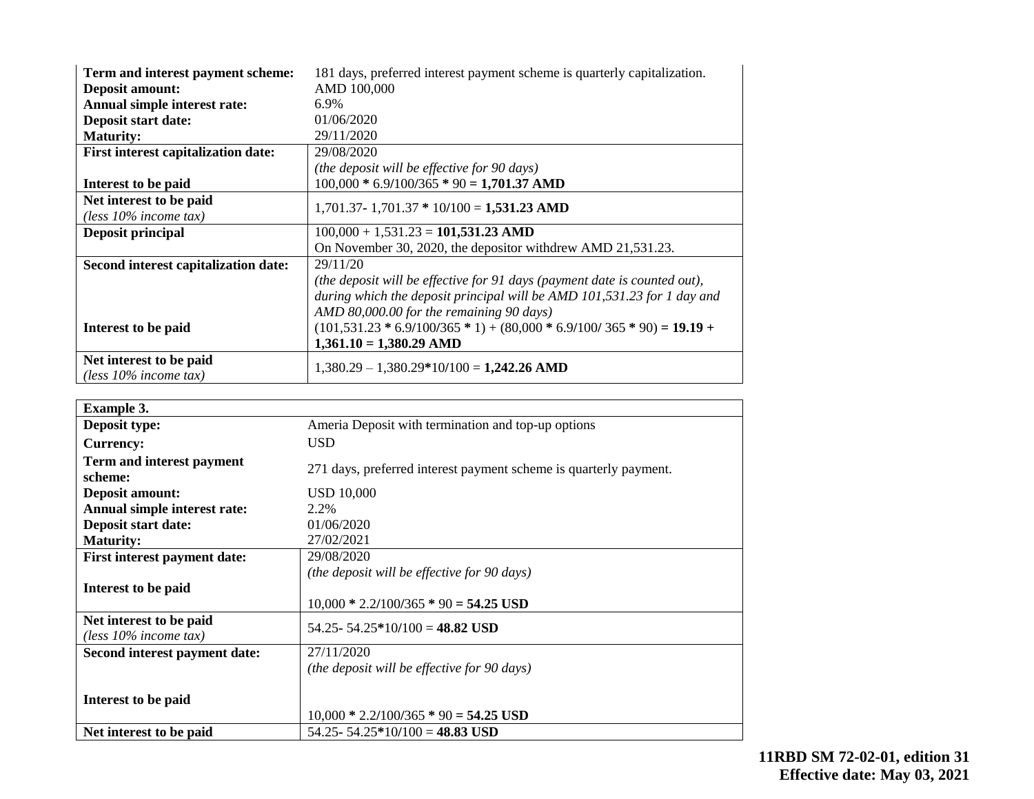| | |
|---|---|
| **Term and interest payment scheme:** | 181 days, preferred interest payment scheme is quarterly capitalization. |
| **Deposit amount:** | AMD 100,000 |
| **Annual simple interest rate:** | 6.9% |
| **Deposit start date:** | 01/06/2020 |
| **Maturity:** | 29/11/2020 |
| **First interest capitalization date:** | 29/08/2020<br>*(the deposit will be effective for 90 days)* |
| **Interest to be paid** | 100,000 * 6.9/100/365 * 90 = **1,701.37 AMD** |
| **Net interest to be paid**<br>*(less 10% income tax)* | 1,701.37- 1,701.37 * 10/100 = **1,531.23 AMD** |
| **Deposit principal** | 100,000 + 1,531.23 = **101,531.23 AMD**<br>On November 30, 2020, the depositor withdrew AMD 21,531.23. |
| **Second interest capitalization date:** | 29/11/20<br>*(the deposit will be effective for 91 days (payment date is counted out), during which the deposit principal will be AMD 101,531.23 for 1 day and AMD 80,000.00 for the remaining 90 days)* |
| **Interest to be paid** | (101,531.23 * 6.9/100/365 * 1) + (80,000 * 6.9/100/ 365 * 90) **= 19.19 + 1,361.10 = 1,380.29 AMD** |
| **Net interest to be paid**<br>*(less 10% income tax)* | 1,380.29 – 1,380.29*10/100 = **1,242.26 AMD** |

| **Example 3.** | |
|---|---|
| **Deposit type:** | Ameria Deposit with termination and top-up options |
| **Currency:** | USD |
| **Term and interest payment scheme:** | 271 days, preferred interest payment scheme is quarterly payment. |
| **Deposit amount:** | USD 10,000 |
| **Annual simple interest rate:** | 2.2% |
| **Deposit start date:** | 01/06/2020 |
| **Maturity:** | 27/02/2021 |
| **First interest payment date:** | 29/08/2020<br>*(the deposit will be effective for 90 days)* |
| **Interest to be paid** | 10,000 * 2.2/100/365 * 90 **= 54.25 USD** |
| **Net interest to be paid**<br>*(less 10% income tax)* | 54.25- 54.25*10/100 = **48.82 USD** |
| **Second interest payment date:** | 27/11/2020<br>*(the deposit will be effective for 90 days)* |
| **Interest to be paid** | 10,000 * 2.2/100/365 * 90 **= 54.25 USD** |
| **Net interest to be paid** | 54.25- 54.25*10/100 = **48.83 USD** |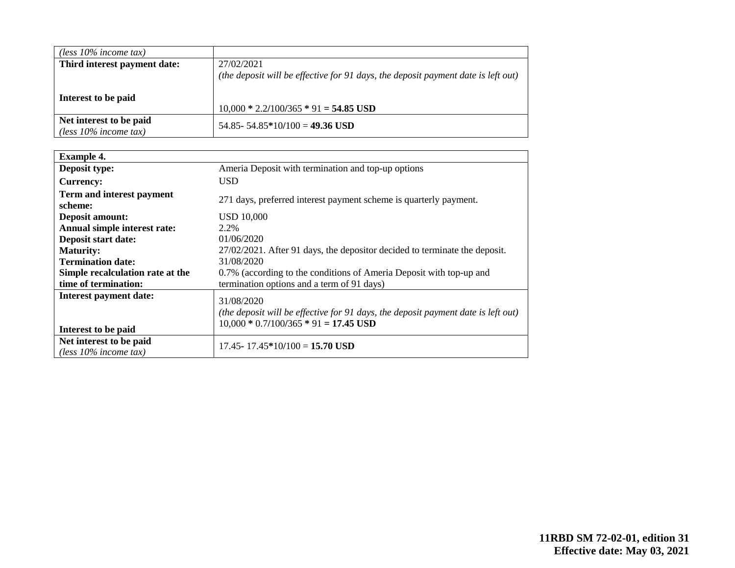| | |
|---|---|
| *(less 10% income tax)* | |
| **Third interest payment date:** <br><br> **Interest to be paid** | 27/02/2021 <br> *(the deposit will be effective for 91 days, the deposit payment date is left out)* <br><br> 10,000 **\*** 2.2/100/365 **\*** 91 **= 54.85 USD** |
| **Net interest to be paid** <br> *(less 10% income tax)* | 54.85**-** 54.85**\***10/100 = **49.36 USD** |

| **Example 4.** | |
|---|---|
| **Deposit type:** | Ameria Deposit with termination and top-up options |
| **Currency:** | USD |
| **Term and interest payment scheme:** | 271 days, preferred interest payment scheme is quarterly payment. |
| **Deposit amount:** | USD 10,000 |
| **Annual simple interest rate:** | 2.2% |
| **Deposit start date:** | 01/06/2020 |
| **Maturity:** | 27/02/2021. After 91 days, the depositor decided to terminate the deposit. |
| **Termination date:** | 31/08/2020 |
| **Simple recalculation rate at the time of termination:** | 0.7% (according to the conditions of Ameria Deposit with top-up and termination options and a term of 91 days) |
| **Interest payment date:** <br><br> **Interest to be paid** | 31/08/2020 <br> *(the deposit will be effective for 91 days, the deposit payment date is left out)* <br> 10,000 **\*** 0.7/100/365 **\*** 91 **= 17.45 USD** |
| **Net interest to be paid** <br> *(less 10% income tax)* | 17.45**-** 17.45**\***10/100 = **15.70 USD** |

**11RBD SM 72-02-01, edition 31**
**Effective date: May 03, 2021**